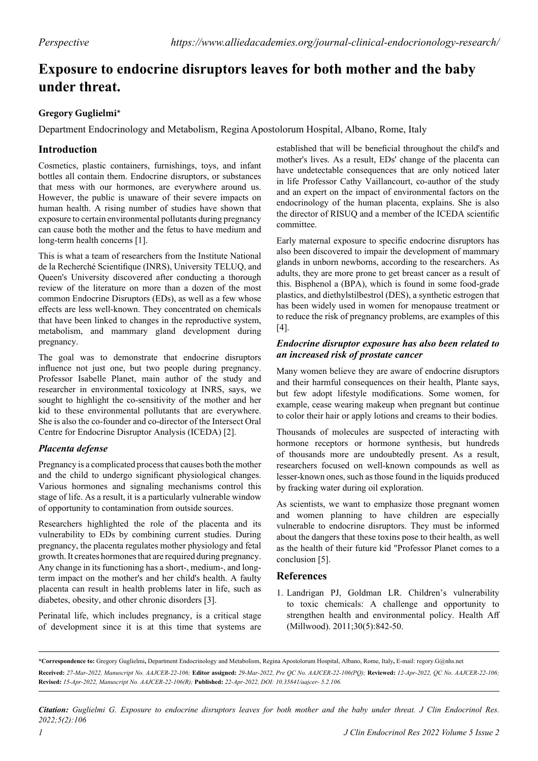Perspective https://www.alliedacademies.org/journal-clinical-endocrionology-research/

# Exposure to endocrine disruptors leaves for both mother and the baby under threat.

**Gregory Guglielmi***

Department Endocrinology and Metabolism, Regina Apostolorum Hospital, Albano, Rome, Italy

## Introduction

Cosmetics, plastic containers, furnishings, toys, and infant bottles all contain them. Endocrine disruptors, or substances that mess with our hormones, are everywhere around us. However, the public is unaware of their severe impacts on human health. A rising number of studies have shown that exposure to certain environmental pollutants during pregnancy can cause both the mother and the fetus to have medium and long-term health concerns [1].

This is what a team of researchers from the Institute National de la Recherché Scientifique (INRS), University TELUQ, and Queen's University discovered after conducting a thorough review of the literature on more than a dozen of the most common Endocrine Disruptors (EDs), as well as a few whose effects are less well-known. They concentrated on chemicals that have been linked to changes in the reproductive system, metabolism, and mammary gland development during pregnancy.

The goal was to demonstrate that endocrine disruptors influence not just one, but two people during pregnancy. Professor Isabelle Planet, main author of the study and researcher in environmental toxicology at INRS, says, we sought to highlight the co-sensitivity of the mother and her kid to these environmental pollutants that are everywhere. She is also the co-founder and co-director of the Intersect Oral Centre for Endocrine Disruptor Analysis (ICEDA) [2].

### *Placenta defense*

Pregnancy is a complicated process that causes both the mother and the child to undergo significant physiological changes. Various hormones and signaling mechanisms control this stage of life. As a result, it is a particularly vulnerable window of opportunity to contamination from outside sources.

Researchers highlighted the role of the placenta and its vulnerability to EDs by combining current studies. During pregnancy, the placenta regulates mother physiology and fetal growth. It creates hormones that are required during pregnancy. Any change in its functioning has a short-, medium-, and long-term impact on the mother's and her child's health. A faulty placenta can result in health problems later in life, such as diabetes, obesity, and other chronic disorders [3].

Perinatal life, which includes pregnancy, is a critical stage of development since it is at this time that systems are established that will be beneficial throughout the child's and mother's lives. As a result, EDs' change of the placenta can have undetectable consequences that are only noticed later in life Professor Cathy Vaillancourt, co-author of the study and an expert on the impact of environmental factors on the endocrinology of the human placenta, explains. She is also the director of RISUQ and a member of the ICEDA scientific committee.

Early maternal exposure to specific endocrine disruptors has also been discovered to impair the development of mammary glands in unborn newborns, according to the researchers. As adults, they are more prone to get breast cancer as a result of this. Bisphenol a (BPA), which is found in some food-grade plastics, and diethylstilbestrol (DES), a synthetic estrogen that has been widely used in women for menopause treatment or to reduce the risk of pregnancy problems, are examples of this [4].

### *Endocrine disruptor exposure has also been related to an increased risk of prostate cancer*

Many women believe they are aware of endocrine disruptors and their harmful consequences on their health, Plante says, but few adopt lifestyle modifications. Some women, for example, cease wearing makeup when pregnant but continue to color their hair or apply lotions and creams to their bodies.

Thousands of molecules are suspected of interacting with hormone receptors or hormone synthesis, but hundreds of thousands more are undoubtedly present. As a result, researchers focused on well-known compounds as well as lesser-known ones, such as those found in the liquids produced by fracking water during oil exploration.

As scientists, we want to emphasize those pregnant women and women planning to have children are especially vulnerable to endocrine disruptors. They must be informed about the dangers that these toxins pose to their health, as well as the health of their future kid "Professor Planet comes to a conclusion [5].

## References

1. Landrigan PJ, Goldman LR. Children's vulnerability to toxic chemicals: A challenge and opportunity to strengthen health and environmental policy. Health Aff (Millwood). 2011;30(5):842-50.

---

**\*Correspondence to:** Gregory Guglielmi**,** Department Endocrinology and Metabolism, Regina Apostolorum Hospital, Albano, Rome, Italy**,** E-mail: regory.G@nhs.net

**Received:** *27-Mar-2022, Manuscript No. AAJCER-22-106;* **Editor assigned:** *29-Mar-2022, Pre QC No. AAJCER-22-106(PQ);* **Reviewed:** *12-Apr-2022, QC No. AAJCER-22-106;* **Revised:** *15-Apr-2022, Manuscript No. AAJCER-22-106(R);* **Published:** *22-Apr-2022, DOI: 10.35841/aajcer- 5.2.106.*

***Citation:*** *Guglielmi G. Exposure to endocrine disruptors leaves for both mother and the baby under threat. J Clin Endocrinol Res. 2022;5(2):106*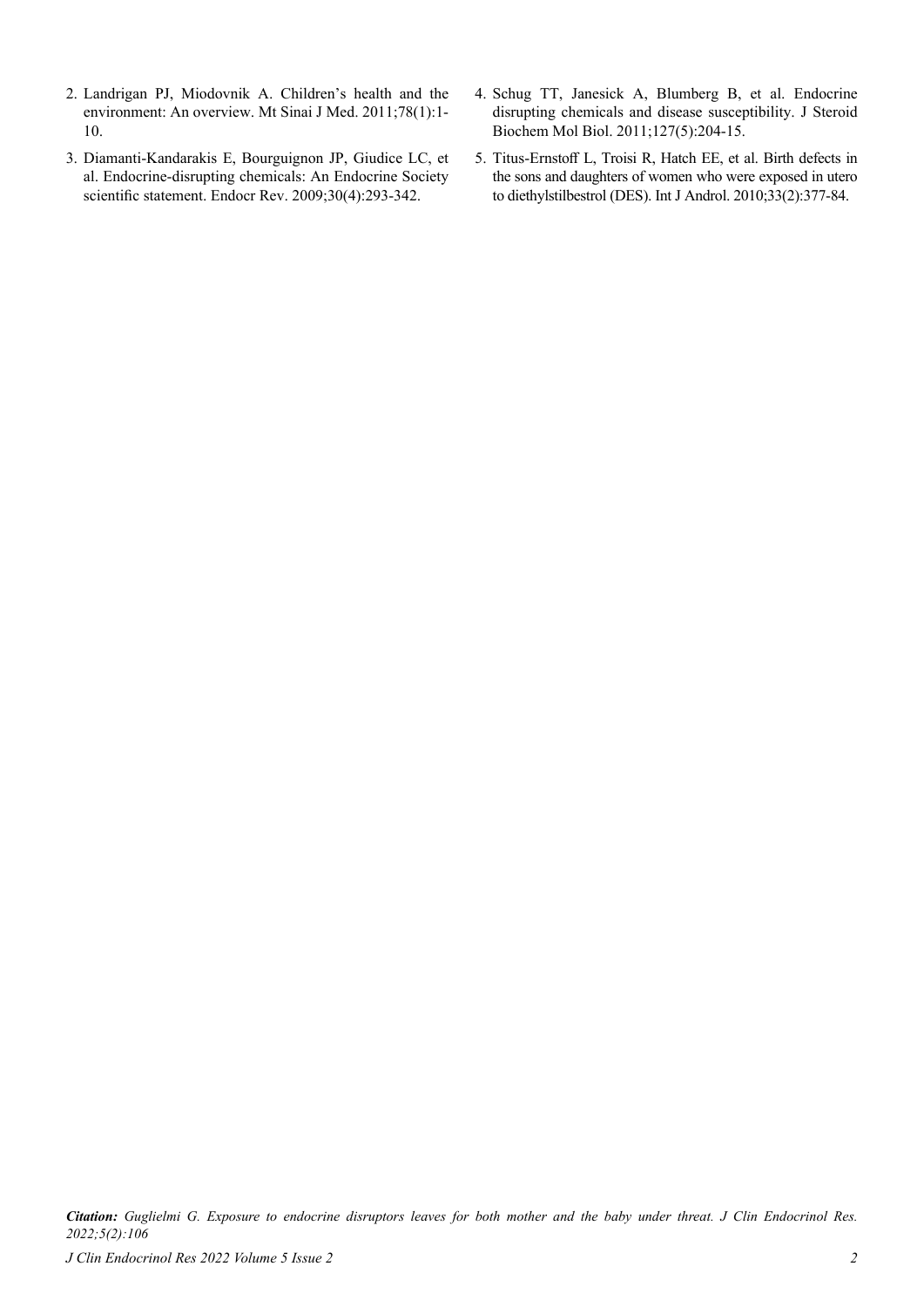2. Landrigan PJ, Miodovnik A. Children's health and the environment: An overview. Mt Sinai J Med. 2011;78(1):1-10.

3. Diamanti-Kandarakis E, Bourguignon JP, Giudice LC, et al. Endocrine-disrupting chemicals: An Endocrine Society scientific statement. Endocr Rev. 2009;30(4):293-342.

4. Schug TT, Janesick A, Blumberg B, et al. Endocrine disrupting chemicals and disease susceptibility. J Steroid Biochem Mol Biol. 2011;127(5):204-15.

5. Titus-Ernstoff L, Troisi R, Hatch EE, et al. Birth defects in the sons and daughters of women who were exposed in utero to diethylstilbestrol (DES). Int J Androl. 2010;33(2):377-84.

***Citation:*** *Guglielmi G. Exposure to endocrine disruptors leaves for both mother and the baby under threat. J Clin Endocrinol Res. 2022;5(2):106*